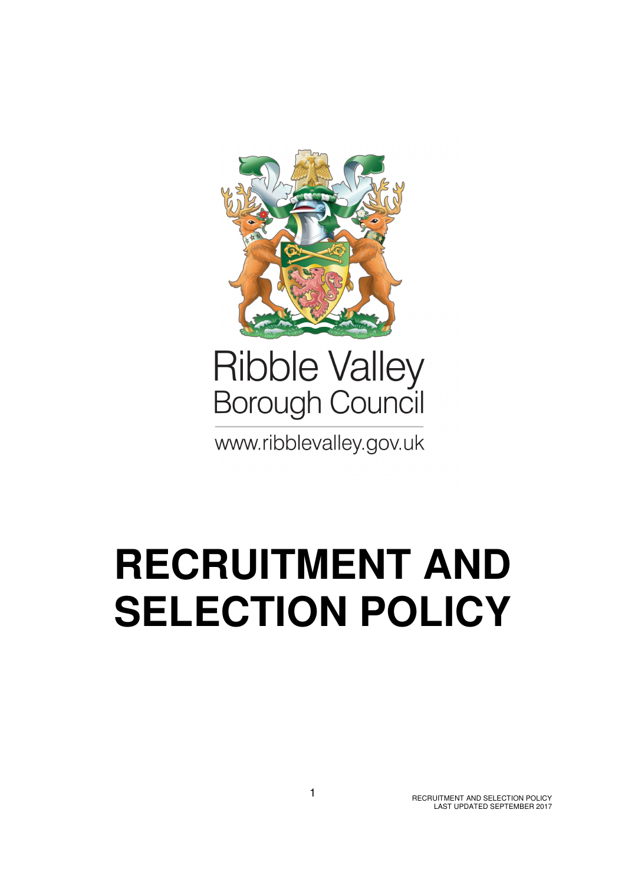Ribble Valley
Borough Council

www.ribblevalley.gov.uk

# RECRUITMENT AND SELECTION POLICY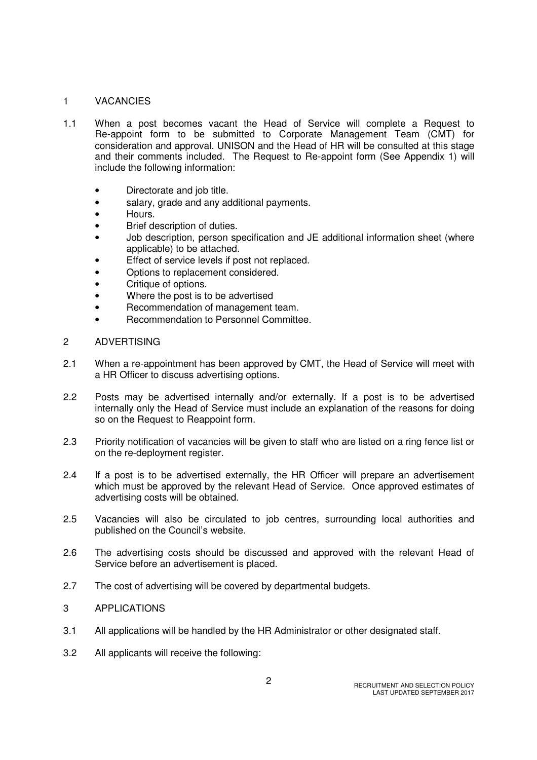## 1 VACANCIES

1.1 When a post becomes vacant the Head of Service will complete a Request to Re-appoint form to be submitted to Corporate Management Team (CMT) for consideration and approval. UNISON and the Head of HR will be consulted at this stage and their comments included. The Request to Re-appoint form (See Appendix 1) will include the following information:

- Directorate and job title.
- salary, grade and any additional payments.
- Hours.
- Brief description of duties.
- Job description, person specification and JE additional information sheet (where applicable) to be attached.
- Effect of service levels if post not replaced.
- Options to replacement considered.
- Critique of options.
- Where the post is to be advertised
- Recommendation of management team.
- Recommendation to Personnel Committee.

## 2 ADVERTISING

2.1 When a re-appointment has been approved by CMT, the Head of Service will meet with a HR Officer to discuss advertising options.

2.2 Posts may be advertised internally and/or externally. If a post is to be advertised internally only the Head of Service must include an explanation of the reasons for doing so on the Request to Reappoint form.

2.3 Priority notification of vacancies will be given to staff who are listed on a ring fence list or on the re-deployment register.

2.4 If a post is to be advertised externally, the HR Officer will prepare an advertisement which must be approved by the relevant Head of Service. Once approved estimates of advertising costs will be obtained.

2.5 Vacancies will also be circulated to job centres, surrounding local authorities and published on the Council's website.

2.6 The advertising costs should be discussed and approved with the relevant Head of Service before an advertisement is placed.

2.7 The cost of advertising will be covered by departmental budgets.

## 3 APPLICATIONS

3.1 All applications will be handled by the HR Administrator or other designated staff.

3.2 All applicants will receive the following: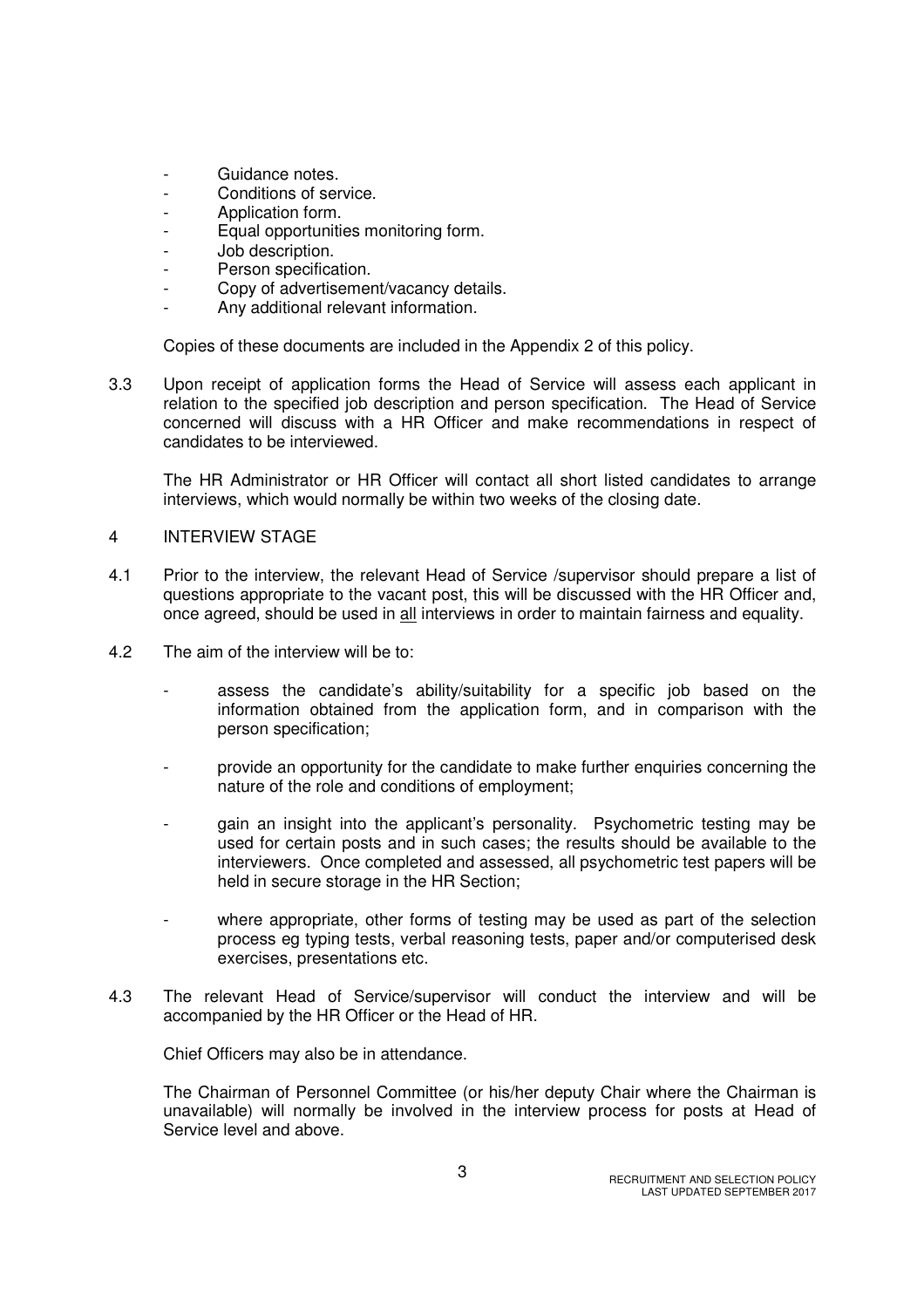- Guidance notes.
- Conditions of service.
- Application form.
- Equal opportunities monitoring form.
- Job description.
- Person specification.
- Copy of advertisement/vacancy details.
- Any additional relevant information.

Copies of these documents are included in the Appendix 2 of this policy.

3.3 Upon receipt of application forms the Head of Service will assess each applicant in relation to the specified job description and person specification. The Head of Service concerned will discuss with a HR Officer and make recommendations in respect of candidates to be interviewed.

The HR Administrator or HR Officer will contact all short listed candidates to arrange interviews, which would normally be within two weeks of the closing date.

## 4 INTERVIEW STAGE

4.1 Prior to the interview, the relevant Head of Service /supervisor should prepare a list of questions appropriate to the vacant post, this will be discussed with the HR Officer and, once agreed, should be used in <u>all</u> interviews in order to maintain fairness and equality.

4.2 The aim of the interview will be to:

- assess the candidate's ability/suitability for a specific job based on the information obtained from the application form, and in comparison with the person specification;
- provide an opportunity for the candidate to make further enquiries concerning the nature of the role and conditions of employment;
- gain an insight into the applicant's personality. Psychometric testing may be used for certain posts and in such cases; the results should be available to the interviewers. Once completed and assessed, all psychometric test papers will be held in secure storage in the HR Section;
- where appropriate, other forms of testing may be used as part of the selection process eg typing tests, verbal reasoning tests, paper and/or computerised desk exercises, presentations etc.

4.3 The relevant Head of Service/supervisor will conduct the interview and will be accompanied by the HR Officer or the Head of HR.

Chief Officers may also be in attendance.

The Chairman of Personnel Committee (or his/her deputy Chair where the Chairman is unavailable) will normally be involved in the interview process for posts at Head of Service level and above.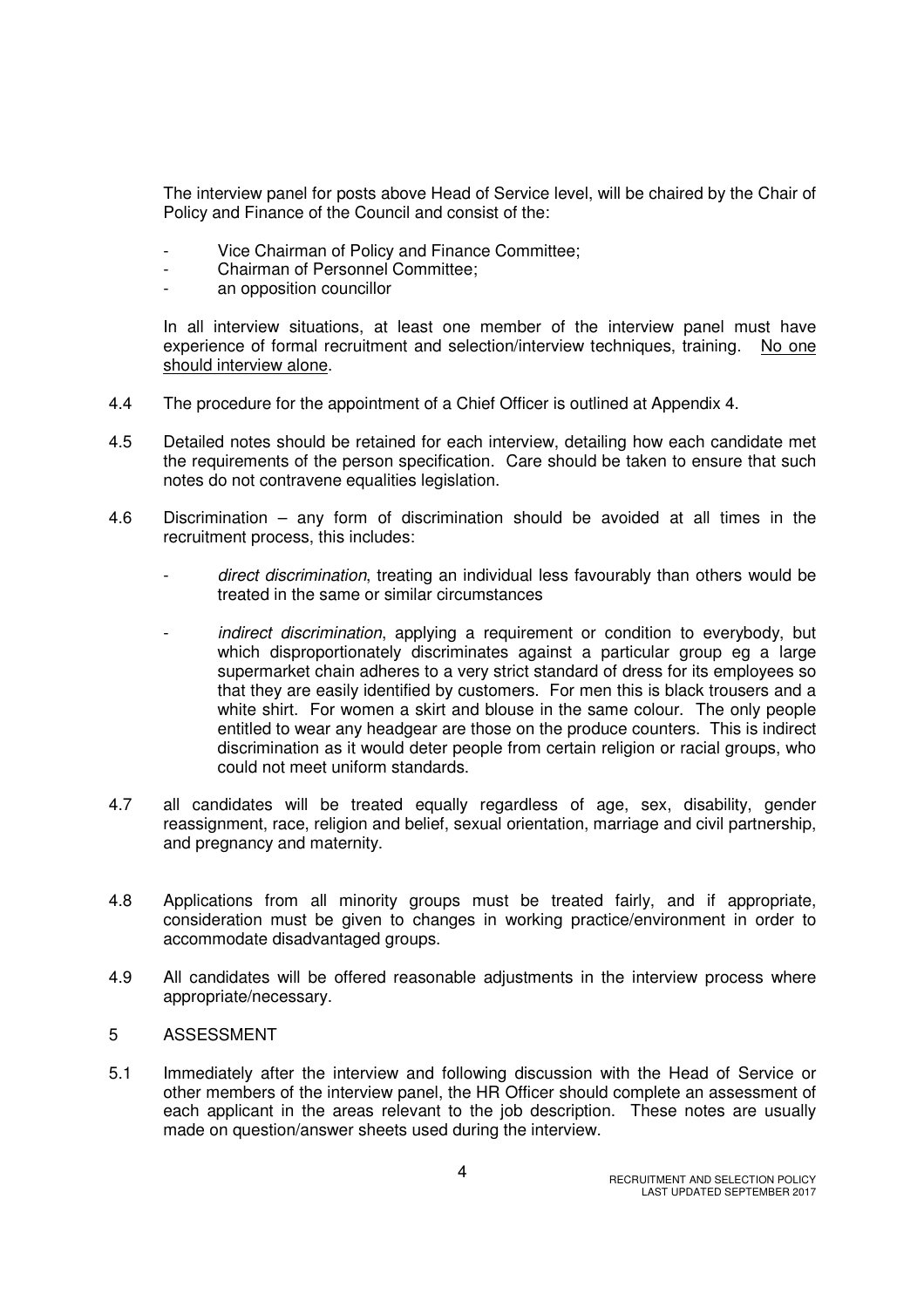The interview panel for posts above Head of Service level, will be chaired by the Chair of Policy and Finance of the Council and consist of the:

- Vice Chairman of Policy and Finance Committee;
- Chairman of Personnel Committee;
- an opposition councillor

In all interview situations, at least one member of the interview panel must have experience of formal recruitment and selection/interview techniques, training. <u>No one should interview alone</u>.

4.4 The procedure for the appointment of a Chief Officer is outlined at Appendix 4.

4.5 Detailed notes should be retained for each interview, detailing how each candidate met the requirements of the person specification. Care should be taken to ensure that such notes do not contravene equalities legislation.

4.6 Discrimination – any form of discrimination should be avoided at all times in the recruitment process, this includes:

- *direct discrimination*, treating an individual less favourably than others would be treated in the same or similar circumstances

- *indirect discrimination*, applying a requirement or condition to everybody, but which disproportionately discriminates against a particular group eg a large supermarket chain adheres to a very strict standard of dress for its employees so that they are easily identified by customers. For men this is black trousers and a white shirt. For women a skirt and blouse in the same colour. The only people entitled to wear any headgear are those on the produce counters. This is indirect discrimination as it would deter people from certain religion or racial groups, who could not meet uniform standards.

4.7 all candidates will be treated equally regardless of age, sex, disability, gender reassignment, race, religion and belief, sexual orientation, marriage and civil partnership, and pregnancy and maternity.

4.8 Applications from all minority groups must be treated fairly, and if appropriate, consideration must be given to changes in working practice/environment in order to accommodate disadvantaged groups.

4.9 All candidates will be offered reasonable adjustments in the interview process where appropriate/necessary.

## 5 ASSESSMENT

5.1 Immediately after the interview and following discussion with the Head of Service or other members of the interview panel, the HR Officer should complete an assessment of each applicant in the areas relevant to the job description. These notes are usually made on question/answer sheets used during the interview.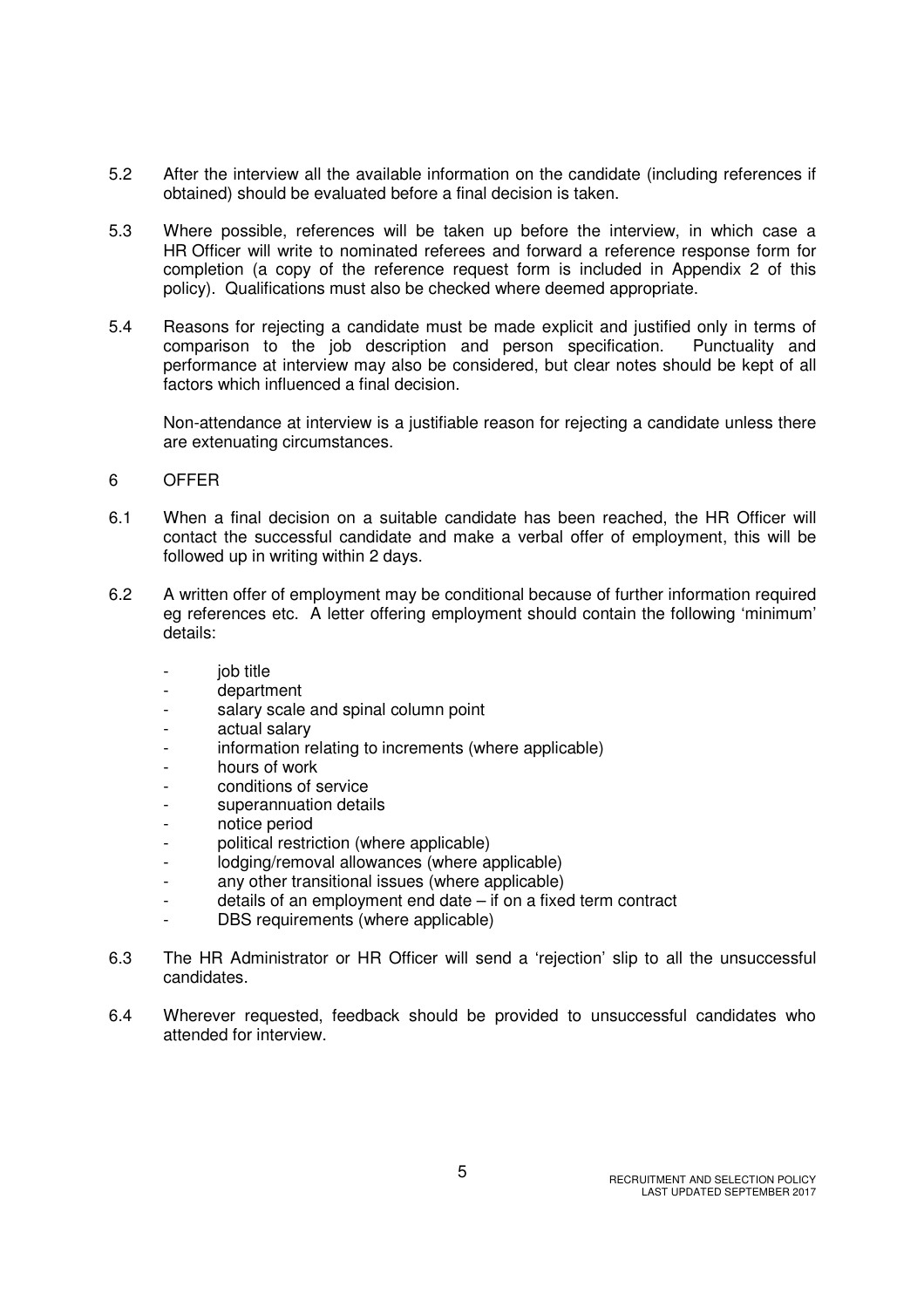5.2 After the interview all the available information on the candidate (including references if obtained) should be evaluated before a final decision is taken.

5.3 Where possible, references will be taken up before the interview, in which case a HR Officer will write to nominated referees and forward a reference response form for completion (a copy of the reference request form is included in Appendix 2 of this policy). Qualifications must also be checked where deemed appropriate.

5.4 Reasons for rejecting a candidate must be made explicit and justified only in terms of comparison to the job description and person specification. Punctuality and performance at interview may also be considered, but clear notes should be kept of all factors which influenced a final decision.

Non-attendance at interview is a justifiable reason for rejecting a candidate unless there are extenuating circumstances.

## 6 OFFER

6.1 When a final decision on a suitable candidate has been reached, the HR Officer will contact the successful candidate and make a verbal offer of employment, this will be followed up in writing within 2 days.

6.2 A written offer of employment may be conditional because of further information required eg references etc. A letter offering employment should contain the following 'minimum' details:

- job title
- department
- salary scale and spinal column point
- actual salary
- information relating to increments (where applicable)
- hours of work
- conditions of service
- superannuation details
- notice period
- political restriction (where applicable)
- lodging/removal allowances (where applicable)
- any other transitional issues (where applicable)
- details of an employment end date – if on a fixed term contract
- DBS requirements (where applicable)

6.3 The HR Administrator or HR Officer will send a 'rejection' slip to all the unsuccessful candidates.

6.4 Wherever requested, feedback should be provided to unsuccessful candidates who attended for interview.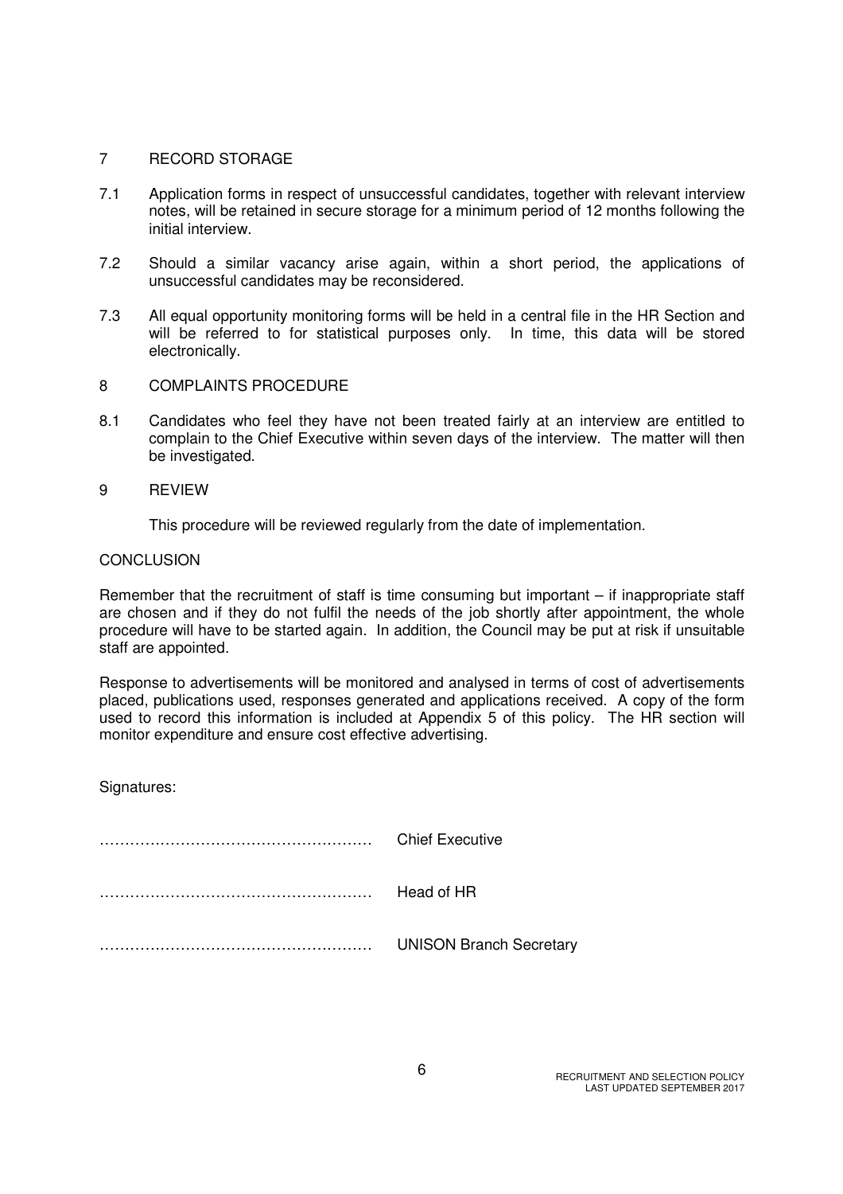## 7 RECORD STORAGE

7.1 Application forms in respect of unsuccessful candidates, together with relevant interview notes, will be retained in secure storage for a minimum period of 12 months following the initial interview.

7.2 Should a similar vacancy arise again, within a short period, the applications of unsuccessful candidates may be reconsidered.

7.3 All equal opportunity monitoring forms will be held in a central file in the HR Section and will be referred to for statistical purposes only. In time, this data will be stored electronically.

## 8 COMPLAINTS PROCEDURE

8.1 Candidates who feel they have not been treated fairly at an interview are entitled to complain to the Chief Executive within seven days of the interview. The matter will then be investigated.

## 9 REVIEW

This procedure will be reviewed regularly from the date of implementation.

## CONCLUSION

Remember that the recruitment of staff is time consuming but important – if inappropriate staff are chosen and if they do not fulfil the needs of the job shortly after appointment, the whole procedure will have to be started again. In addition, the Council may be put at risk if unsuitable staff are appointed.

Response to advertisements will be monitored and analysed in terms of cost of advertisements placed, publications used, responses generated and applications received. A copy of the form used to record this information is included at Appendix 5 of this policy. The HR section will monitor expenditure and ensure cost effective advertising.

Signatures:

……………………………………………… Chief Executive

……………………………………………… Head of HR

……………………………………………… UNISON Branch Secretary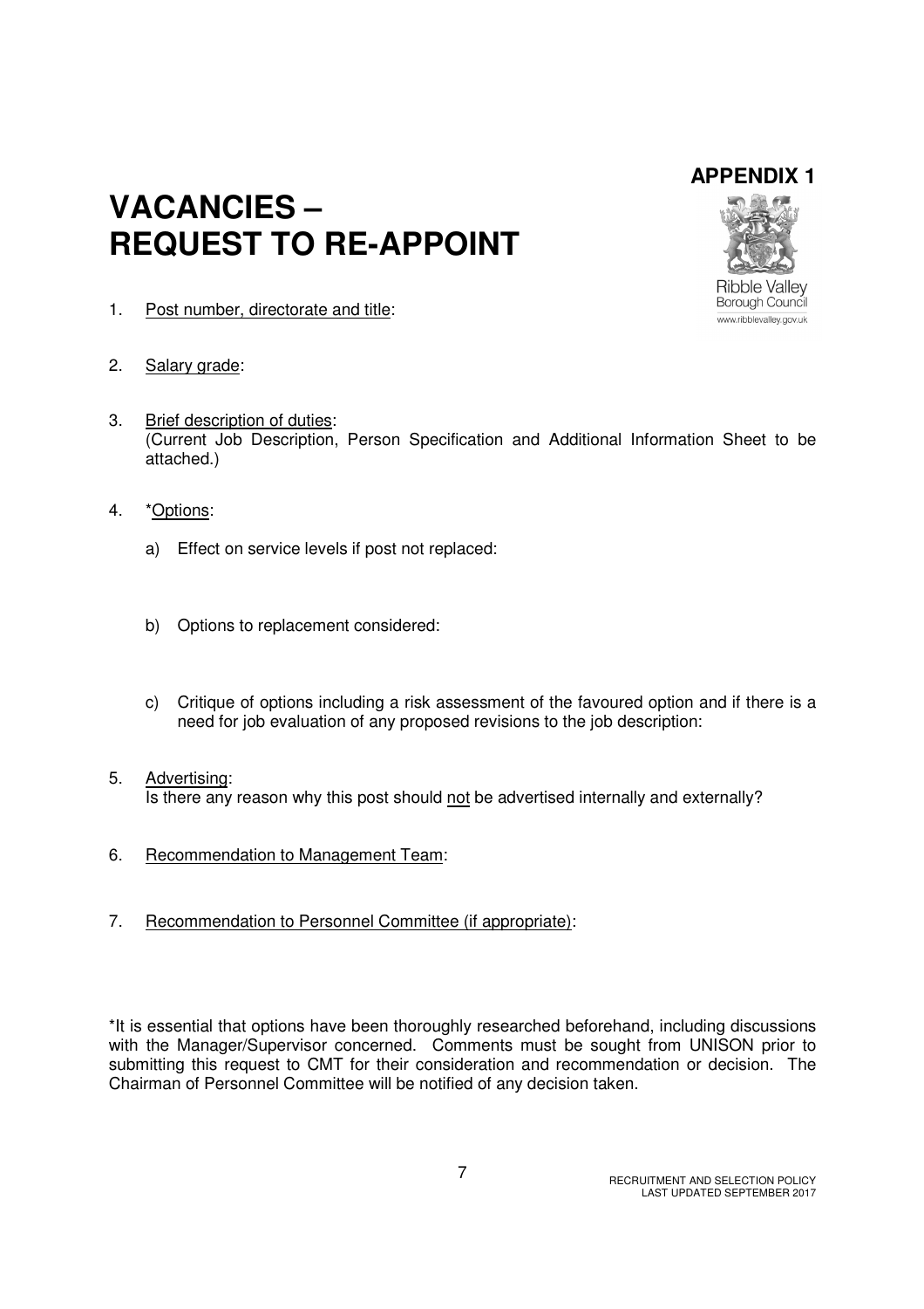**APPENDIX 1**

# VACANCIES – REQUEST TO RE-APPOINT

Ribble Valley Borough Council
www.ribblevalley.gov.uk

1. Post number, directorate and title:

2. Salary grade:

3. Brief description of duties:
   (Current Job Description, Person Specification and Additional Information Sheet to be attached.)

4. *Options:

   a) Effect on service levels if post not replaced:

   b) Options to replacement considered:

   c) Critique of options including a risk assessment of the favoured option and if there is a need for job evaluation of any proposed revisions to the job description:

5. Advertising:
   Is there any reason why this post should not be advertised internally and externally?

6. Recommendation to Management Team:

7. Recommendation to Personnel Committee (if appropriate):

*It is essential that options have been thoroughly researched beforehand, including discussions with the Manager/Supervisor concerned. Comments must be sought from UNISON prior to submitting this request to CMT for their consideration and recommendation or decision. The Chairman of Personnel Committee will be notified of any decision taken.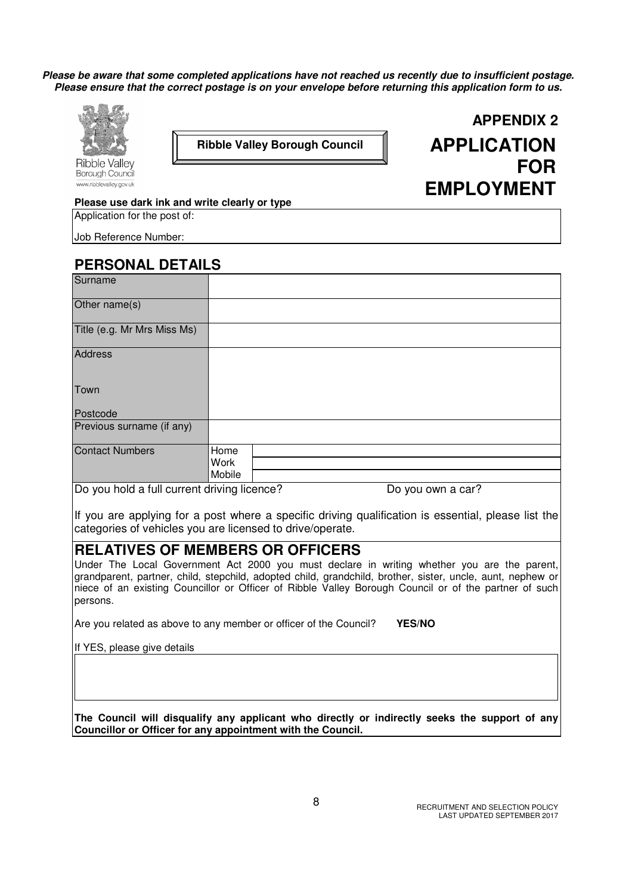***Please be aware that some completed applications have not reached us recently due to insufficient postage. Please ensure that the correct postage is on your envelope before returning this application form to us.***

Ribble Valley Borough Council
www.ribblevalley.gov.uk

**Ribble Valley Borough Council**

## APPENDIX 2

# APPLICATION FOR EMPLOYMENT

**Please use dark ink and write clearly or type**

Application for the post of:

Job Reference Number:

## PERSONAL DETAILS

| | | |
|---|---|---|
| Surname | | |
| Other name(s) | | |
| Title (e.g. Mr Mrs Miss Ms) | | |
| Address<br><br>Town<br><br>Postcode | | |
| Previous surname (if any) | | |
| Contact Numbers | Home | |
| | Work | |
| | Mobile | |

Do you hold a full current driving licence? Do you own a car?

If you are applying for a post where a specific driving qualification is essential, please list the categories of vehicles you are licensed to drive/operate.

## RELATIVES OF MEMBERS OR OFFICERS

Under The Local Government Act 2000 you must declare in writing whether you are the parent, grandparent, partner, child, stepchild, adopted child, grandchild, brother, sister, uncle, aunt, nephew or niece of an existing Councillor or Officer of Ribble Valley Borough Council or of the partner of such persons.

Are you related as above to any member or officer of the Council? **YES/NO**

If YES, please give details

**The Council will disqualify any applicant who directly or indirectly seeks the support of any Councillor or Officer for any appointment with the Council.**

RECRUITMENT AND SELECTION POLICY
LAST UPDATED SEPTEMBER 2017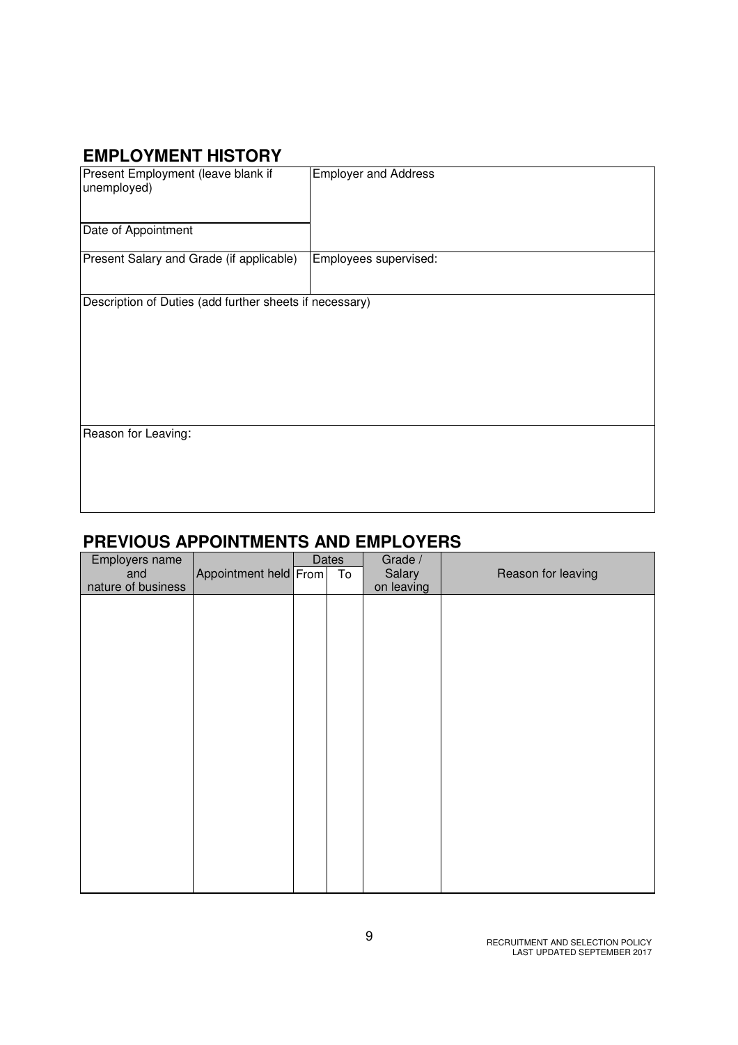## EMPLOYMENT HISTORY

| Present Employment (leave blank if unemployed) | Employer and Address |
|---|---|
| Date of Appointment | |
| Present Salary and Grade (if applicable) | Employees supervised: |

Description of Duties (add further sheets if necessary)

Reason for Leaving:

## PREVIOUS APPOINTMENTS AND EMPLOYERS

| Employers name and nature of business | Appointment held | Dates | | Grade / Salary on leaving | Reason for leaving |
|---|---|---|---|---|---|
| | | From | To | | |
| | | | | | |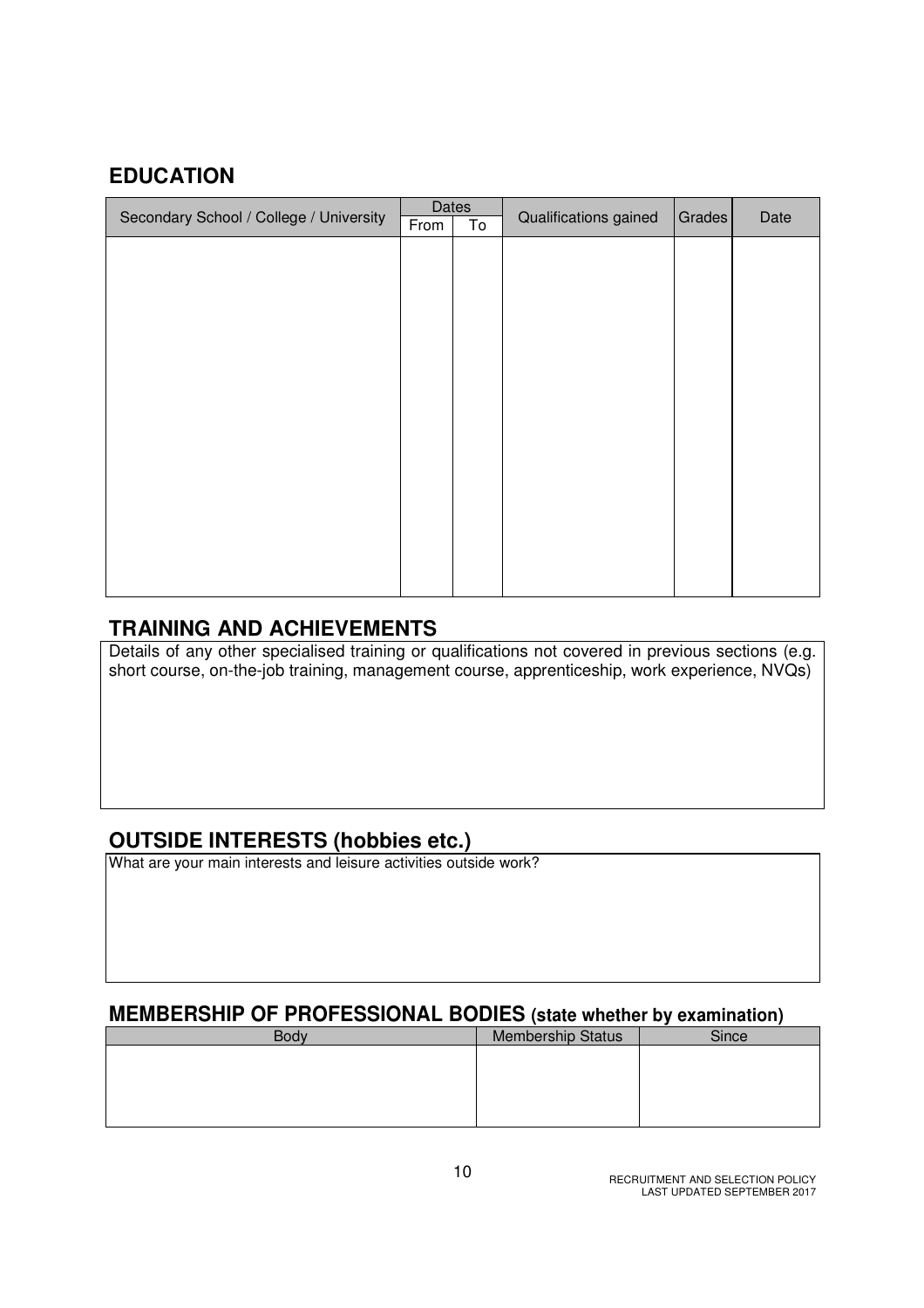## EDUCATION

| Secondary School / College / University | Dates | | Qualifications gained | Grades | Date |
|---|---|---|---|---|---|
| | From | To | | | |
| | | | | | |

## TRAINING AND ACHIEVEMENTS

Details of any other specialised training or qualifications not covered in previous sections (e.g. short course, on-the-job training, management course, apprenticeship, work experience, NVQs)

## OUTSIDE INTERESTS (hobbies etc.)

What are your main interests and leisure activities outside work?

## MEMBERSHIP OF PROFESSIONAL BODIES (state whether by examination)

| Body | Membership Status | Since |
|---|---|---|
| | | |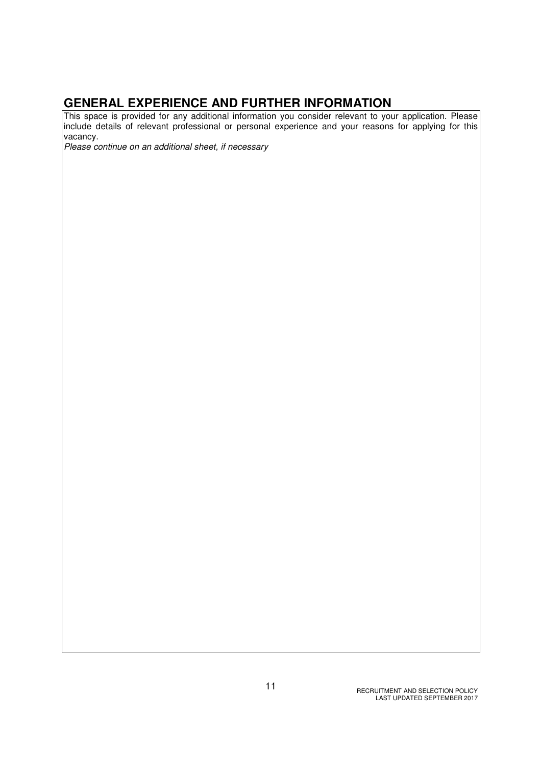## GENERAL EXPERIENCE AND FURTHER INFORMATION

This space is provided for any additional information you consider relevant to your application. Please include details of relevant professional or personal experience and your reasons for applying for this vacancy.

*Please continue on an additional sheet, if necessary*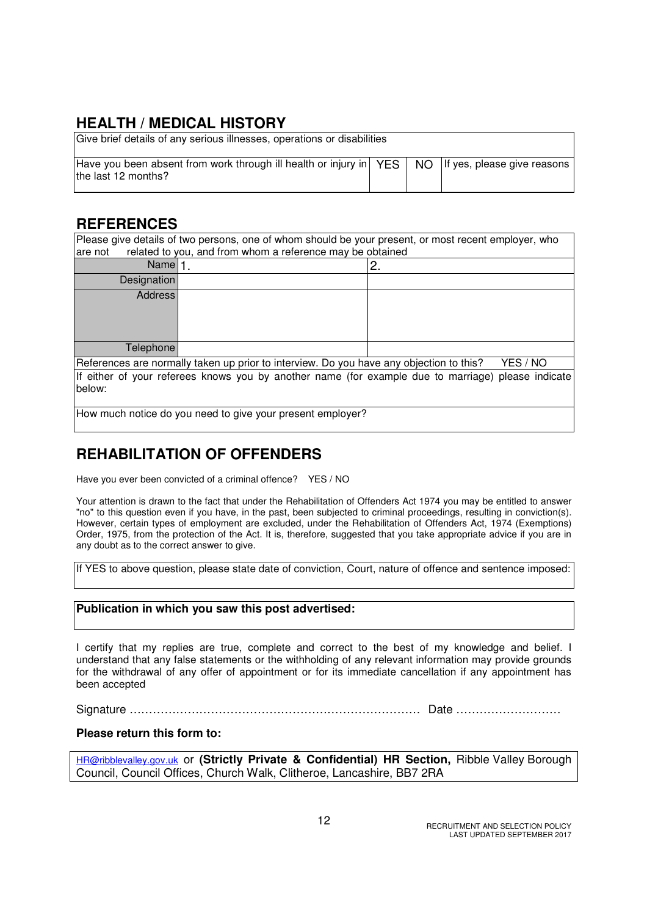## HEALTH / MEDICAL HISTORY

| Give brief details of any serious illnesses, operations or disabilities | | | |
|---|---|---|---|
| Have you been absent from work through ill health or injury in the last 12 months? | YES | NO | If yes, please give reasons |

## REFERENCES

Please give details of two persons, one of whom should be your present, or most recent employer, who are not related to you, and from whom a reference may be obtained

| | | |
|---|---|---|
| Name | 1. | 2. |
| Designation | | |
| Address | | |
| Telephone | | |

References are normally taken up prior to interview. Do you have any objection to this? YES / NO

If either of your referees knows you by another name (for example due to marriage) please indicate below:

How much notice do you need to give your present employer?

## REHABILITATION OF OFFENDERS

Have you ever been convicted of a criminal offence? YES / NO

Your attention is drawn to the fact that under the Rehabilitation of Offenders Act 1974 you may be entitled to answer "no" to this question even if you have, in the past, been subjected to criminal proceedings, resulting in conviction(s). However, certain types of employment are excluded, under the Rehabilitation of Offenders Act, 1974 (Exemptions) Order, 1975, from the protection of the Act. It is, therefore, suggested that you take appropriate advice if you are in any doubt as to the correct answer to give.

If YES to above question, please state date of conviction, Court, nature of offence and sentence imposed:

**Publication in which you saw this post advertised:**

I certify that my replies are true, complete and correct to the best of my knowledge and belief. I understand that any false statements or the withholding of any relevant information may provide grounds for the withdrawal of any offer of appointment or for its immediate cancellation if any appointment has been accepted

Signature ………………………………………………………………… Date ………………………

**Please return this form to:**

HR@ribblevalley.gov.uk or **(Strictly Private & Confidential) HR Section,** Ribble Valley Borough Council, Council Offices, Church Walk, Clitheroe, Lancashire, BB7 2RA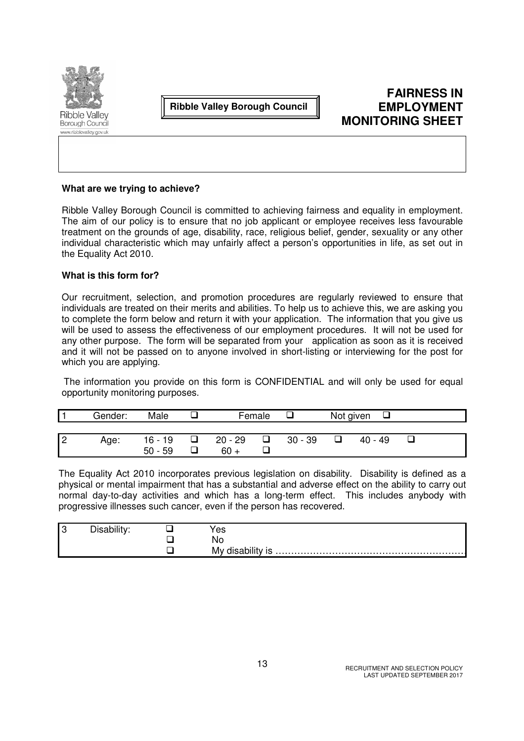Ribble Valley Borough Council

# FAIRNESS IN EMPLOYMENT MONITORING SHEET

**What are we trying to achieve?**

Ribble Valley Borough Council is committed to achieving fairness and equality in employment. The aim of our policy is to ensure that no job applicant or employee receives less favourable treatment on the grounds of age, disability, race, religious belief, gender, sexuality or any other individual characteristic which may unfairly affect a person's opportunities in life, as set out in the Equality Act 2010.

**What is this form for?**

Our recruitment, selection, and promotion procedures are regularly reviewed to ensure that individuals are treated on their merits and abilities. To help us to achieve this, we are asking you to complete the form below and return it with your application. The information that you give us will be used to assess the effectiveness of our employment procedures. It will not be used for any other purpose. The form will be separated from your application as soon as it is received and it will not be passed on to anyone involved in short-listing or interviewing for the post for which you are applying.

The information you provide on this form is CONFIDENTIAL and will only be used for equal opportunity monitoring purposes.

| 1 | Gender: | Male | ❑ | Female | ❑ | Not given | ❑ |
|---|---|---|---|---|---|---|---|

| 2 | Age: | 16 - 19 | ❑ | 20 - 29 | ❑ | 30 - 39 | ❑ | 40 - 49 | ❑ |
|---|---|---|---|---|---|---|---|---|---|
| | | 50 - 59 | ❑ | 60 + | ❑ | | | | |

The Equality Act 2010 incorporates previous legislation on disability. Disability is defined as a physical or mental impairment that has a substantial and adverse effect on the ability to carry out normal day-to-day activities and which has a long-term effect. This includes anybody with progressive illnesses such cancer, even if the person has recovered.

| 3 | Disability: | ❑ | Yes |
|---|---|---|---|
| | | ❑ | No |
| | | ❑ | My disability is ………………………………………………… |

RECRUITMENT AND SELECTION POLICY
LAST UPDATED SEPTEMBER 2017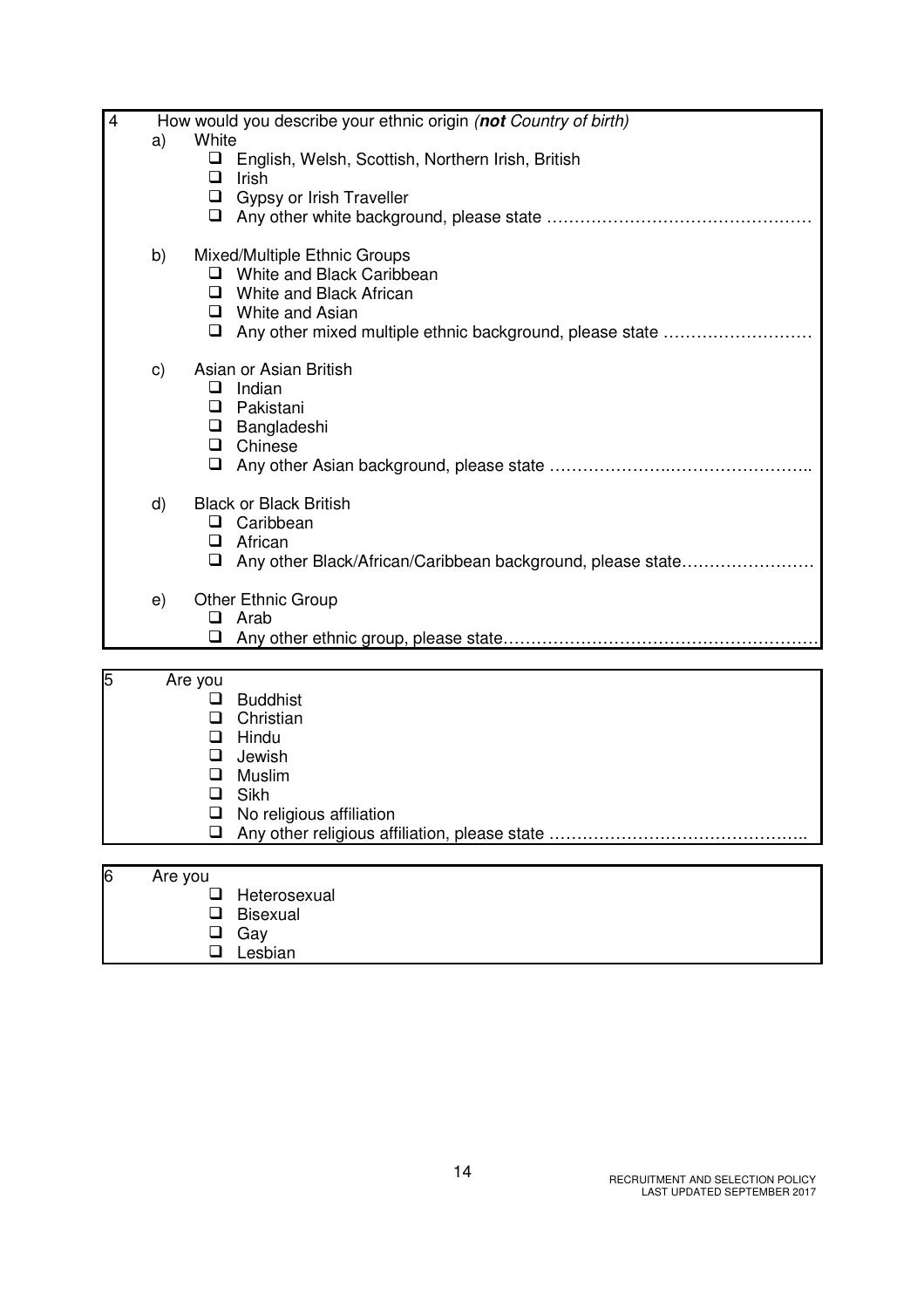**4** How would you describe your ethnic origin (***not** Country of birth)*

a) White

- ❑ English, Welsh, Scottish, Northern Irish, British
- ❑ Irish
- ❑ Gypsy or Irish Traveller
- ❑ Any other white background, please state …………………………………………

b) Mixed/Multiple Ethnic Groups

- ❑ White and Black Caribbean
- ❑ White and Black African
- ❑ White and Asian
- ❑ Any other mixed multiple ethnic background, please state ………………………

c) Asian or Asian British

- ❑ Indian
- ❑ Pakistani
- ❑ Bangladeshi
- ❑ Chinese
- ❑ Any other Asian background, please state …………………..……………………..

d) Black or Black British

- ❑ Caribbean
- ❑ African
- ❑ Any other Black/African/Caribbean background, please state……………………

e) Other Ethnic Group

- ❑ Arab
- ❑ Any other ethnic group, please state……….……………….……………….……

**5** Are you

- ❑ Buddhist
- ❑ Christian
- ❑ Hindu
- ❑ Jewish
- ❑ Muslim
- ❑ Sikh
- ❑ No religious affiliation
- ❑ Any other religious affiliation, please state ……..………………………………..

**6** Are you

- ❑ Heterosexual
- ❑ Bisexual
- ❑ Gay
- ❑ Lesbian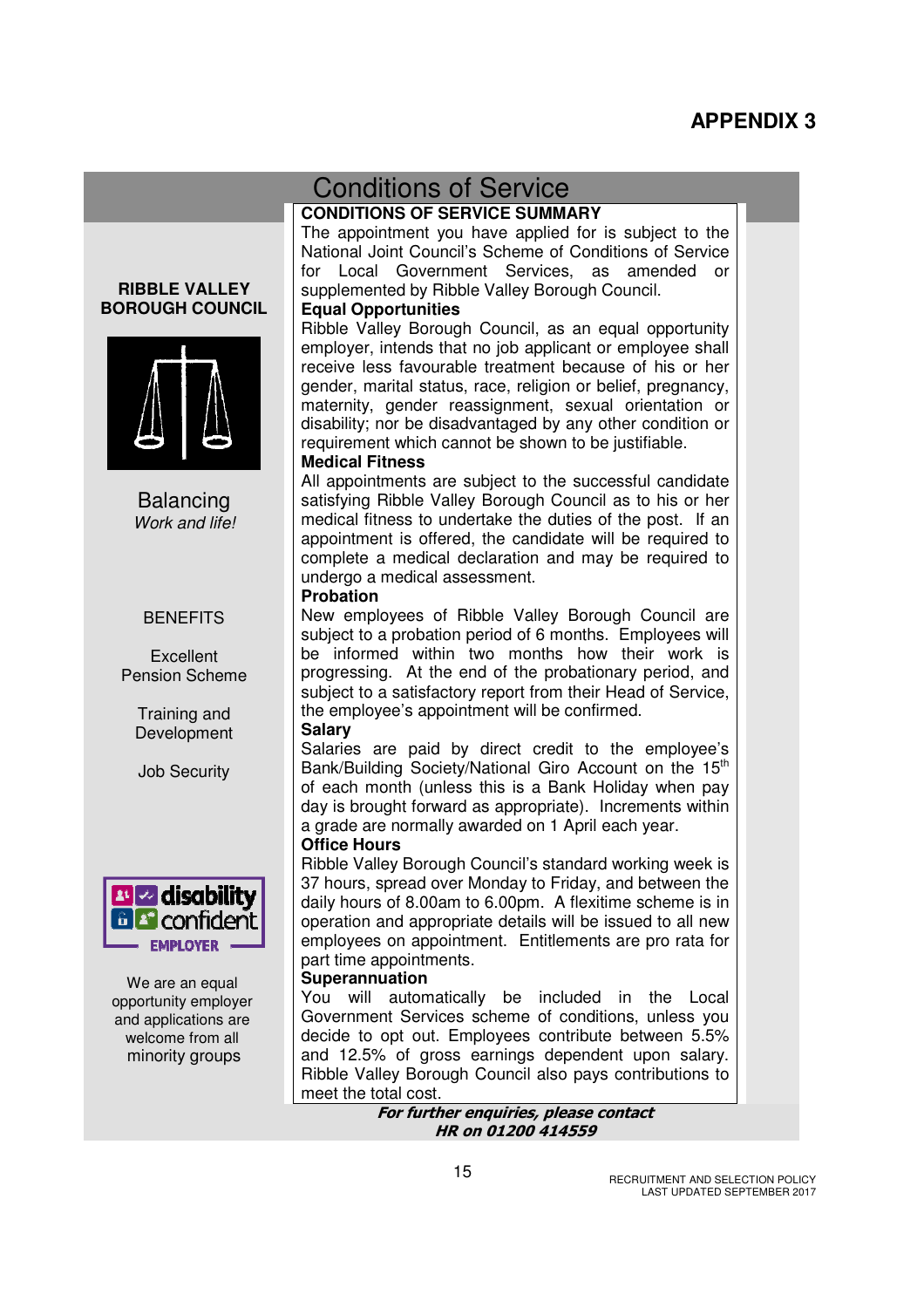# APPENDIX 3

## Conditions of Service

**RIBBLE VALLEY BOROUGH COUNCIL**

Balancing
*Work and life!*

BENEFITS

Excellent Pension Scheme

Training and Development

Job Security

disability confident EMPLOYER

We are an equal opportunity employer and applications are welcome from all minority groups

### CONDITIONS OF SERVICE SUMMARY

The appointment you have applied for is subject to the National Joint Council's Scheme of Conditions of Service for Local Government Services, as amended or supplemented by Ribble Valley Borough Council.

**Equal Opportunities**

Ribble Valley Borough Council, as an equal opportunity employer, intends that no job applicant or employee shall receive less favourable treatment because of his or her gender, marital status, race, religion or belief, pregnancy, maternity, gender reassignment, sexual orientation or disability; nor be disadvantaged by any other condition or requirement which cannot be shown to be justifiable.

**Medical Fitness**

All appointments are subject to the successful candidate satisfying Ribble Valley Borough Council as to his or her medical fitness to undertake the duties of the post. If an appointment is offered, the candidate will be required to complete a medical declaration and may be required to undergo a medical assessment.

**Probation**

New employees of Ribble Valley Borough Council are subject to a probation period of 6 months. Employees will be informed within two months how their work is progressing. At the end of the probationary period, and subject to a satisfactory report from their Head of Service, the employee's appointment will be confirmed.

**Salary**

Salaries are paid by direct credit to the employee's Bank/Building Society/National Giro Account on the 15th of each month (unless this is a Bank Holiday when pay day is brought forward as appropriate). Increments within a grade are normally awarded on 1 April each year.

**Office Hours**

Ribble Valley Borough Council's standard working week is 37 hours, spread over Monday to Friday, and between the daily hours of 8.00am to 6.00pm. A flexitime scheme is in operation and appropriate details will be issued to all new employees on appointment. Entitlements are pro rata for part time appointments.

**Superannuation**

You will automatically be included in the Local Government Services scheme of conditions, unless you decide to opt out. Employees contribute between 5.5% and 12.5% of gross earnings dependent upon salary. Ribble Valley Borough Council also pays contributions to meet the total cost.

***For further enquiries, please contact HR on 01200 414559***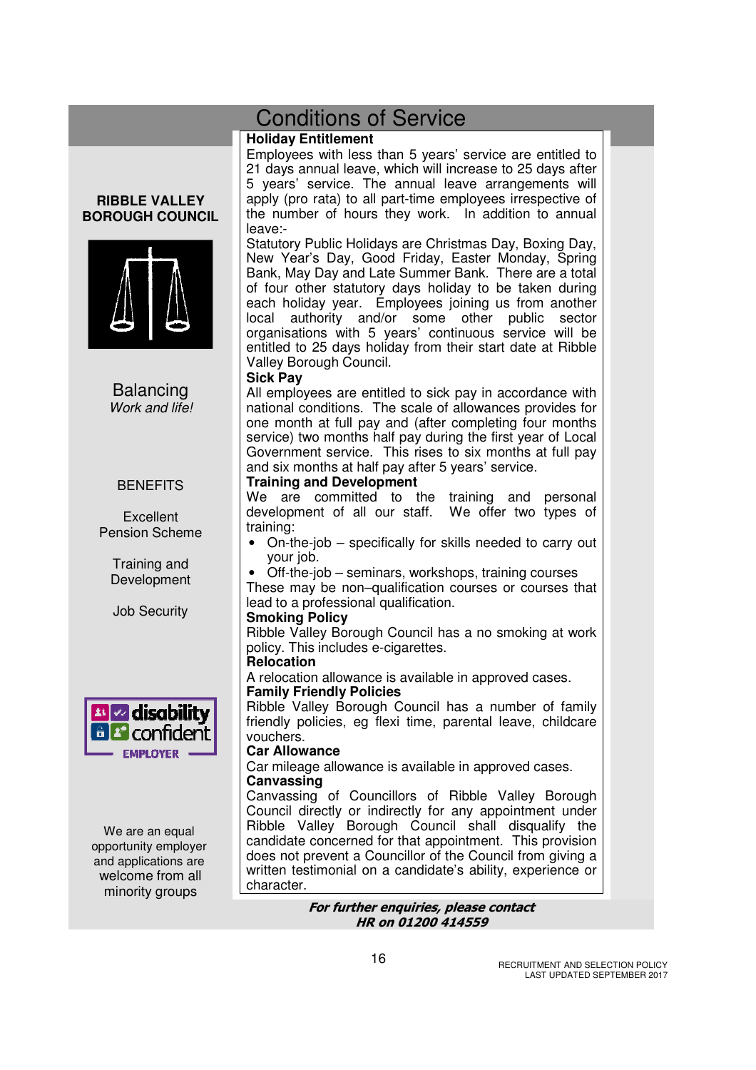# Conditions of Service

**RIBBLE VALLEY BOROUGH COUNCIL**

Balancing
*Work and life!*

BENEFITS

Excellent Pension Scheme

Training and Development

Job Security

disability confident EMPLOYER

We are an equal opportunity employer and applications are welcome from all minority groups

**Holiday Entitlement**

Employees with less than 5 years' service are entitled to 21 days annual leave, which will increase to 25 days after 5 years' service. The annual leave arrangements will apply (pro rata) to all part-time employees irrespective of the number of hours they work. In addition to annual leave:-

Statutory Public Holidays are Christmas Day, Boxing Day, New Year's Day, Good Friday, Easter Monday, Spring Bank, May Day and Late Summer Bank. There are a total of four other statutory days holiday to be taken during each holiday year. Employees joining us from another local authority and/or some other public sector organisations with 5 years' continuous service will be entitled to 25 days holiday from their start date at Ribble Valley Borough Council.

**Sick Pay**

All employees are entitled to sick pay in accordance with national conditions. The scale of allowances provides for one month at full pay and (after completing four months service) two months half pay during the first year of Local Government service. This rises to six months at full pay and six months at half pay after 5 years' service.

**Training and Development**

We are committed to the training and personal development of all our staff. We offer two types of training:

- On-the-job – specifically for skills needed to carry out your job.
- Off-the-job – seminars, workshops, training courses

These may be non–qualification courses or courses that lead to a professional qualification.

**Smoking Policy**

Ribble Valley Borough Council has a no smoking at work policy. This includes e-cigarettes.

**Relocation**

A relocation allowance is available in approved cases.

**Family Friendly Policies**

Ribble Valley Borough Council has a number of family friendly policies, eg flexi time, parental leave, childcare vouchers.

**Car Allowance**

Car mileage allowance is available in approved cases.

**Canvassing**

Canvassing of Councillors of Ribble Valley Borough Council directly or indirectly for any appointment under Ribble Valley Borough Council shall disqualify the candidate concerned for that appointment. This provision does not prevent a Councillor of the Council from giving a written testimonial on a candidate's ability, experience or character.

***For further enquiries, please contact HR on 01200 414559***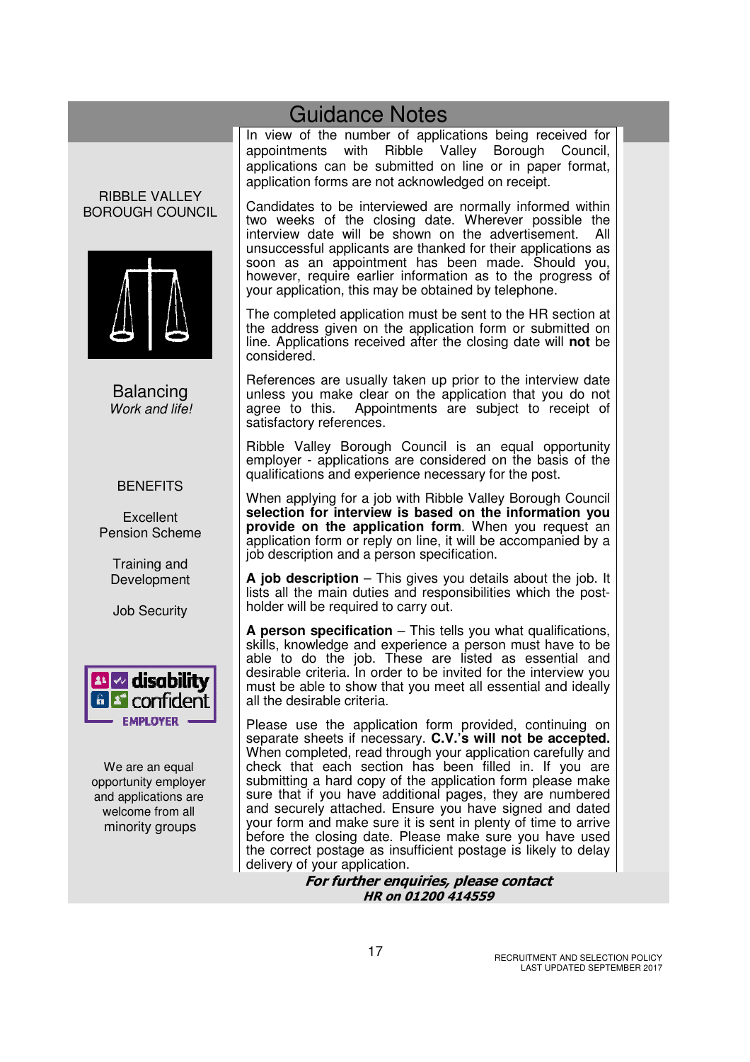# Guidance Notes

RIBBLE VALLEY BOROUGH COUNCIL

Balancing
*Work and life!*

BENEFITS

Excellent Pension Scheme

Training and Development

Job Security

disability confident EMPLOYER

We are an equal opportunity employer and applications are welcome from all minority groups

In view of the number of applications being received for appointments with Ribble Valley Borough Council, applications can be submitted on line or in paper format, application forms are not acknowledged on receipt.

Candidates to be interviewed are normally informed within two weeks of the closing date. Wherever possible the interview date will be shown on the advertisement. All unsuccessful applicants are thanked for their applications as soon as an appointment has been made. Should you, however, require earlier information as to the progress of your application, this may be obtained by telephone.

The completed application must be sent to the HR section at the address given on the application form or submitted on line. Applications received after the closing date will **not** be considered.

References are usually taken up prior to the interview date unless you make clear on the application that you do not agree to this. Appointments are subject to receipt of satisfactory references.

Ribble Valley Borough Council is an equal opportunity employer - applications are considered on the basis of the qualifications and experience necessary for the post.

When applying for a job with Ribble Valley Borough Council **selection for interview is based on the information you provide on the application form**. When you request an application form or reply on line, it will be accompanied by a job description and a person specification.

**A job description** – This gives you details about the job. It lists all the main duties and responsibilities which the post-holder will be required to carry out.

**A person specification** – This tells you what qualifications, skills, knowledge and experience a person must have to be able to do the job. These are listed as essential and desirable criteria. In order to be invited for the interview you must be able to show that you meet all essential and ideally all the desirable criteria.

Please use the application form provided, continuing on separate sheets if necessary. **C.V.'s will not be accepted.** When completed, read through your application carefully and check that each section has been filled in. If you are submitting a hard copy of the application form please make sure that if you have additional pages, they are numbered and securely attached. Ensure you have signed and dated your form and make sure it is sent in plenty of time to arrive before the closing date. Please make sure you have used the correct postage as insufficient postage is likely to delay delivery of your application.

***For further enquiries, please contact HR on 01200 414559***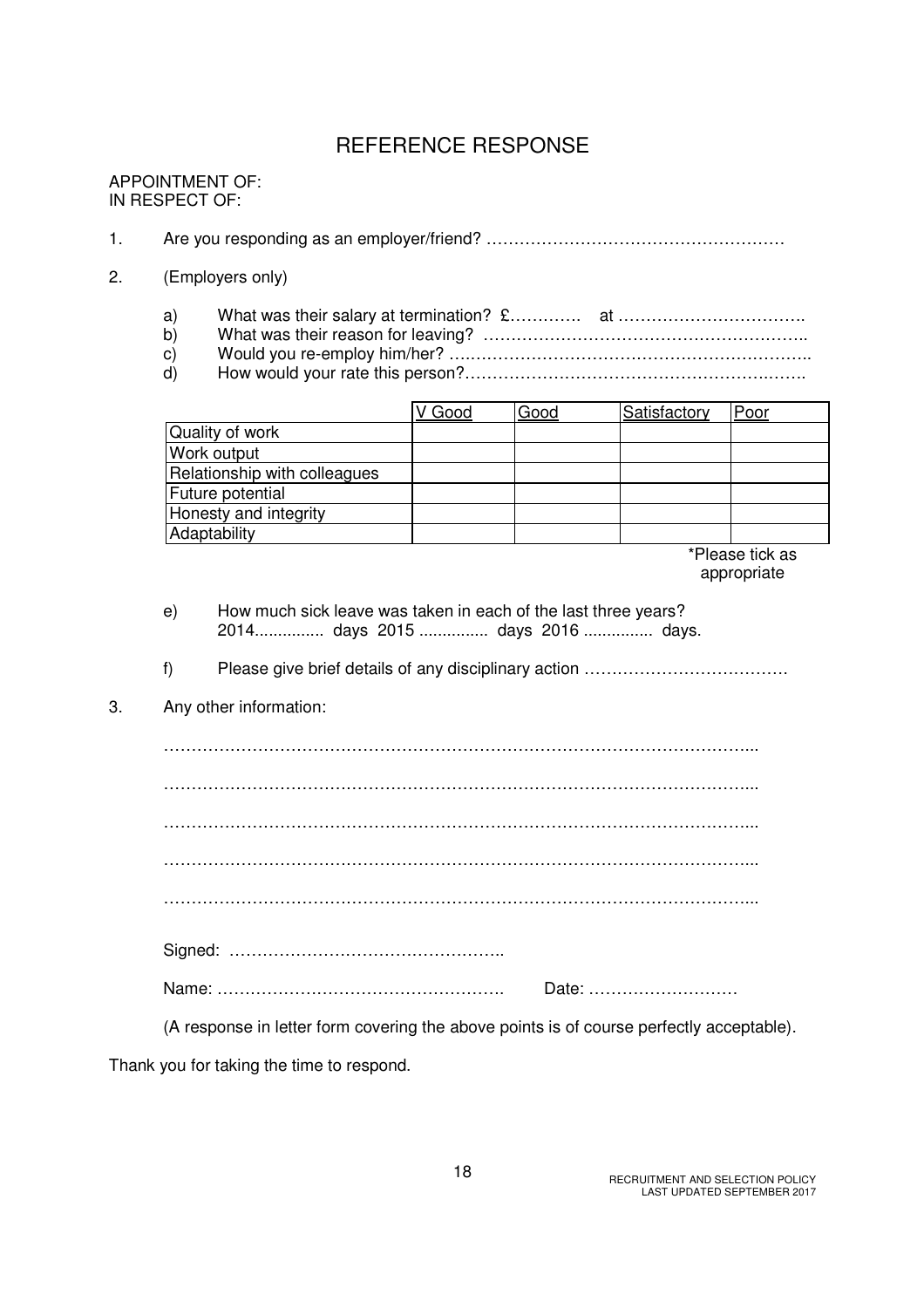# REFERENCE RESPONSE

APPOINTMENT OF:
IN RESPECT OF:

1. Are you responding as an employer/friend? ………………………………………………

2. (Employers only)

   a) What was their salary at termination? £…………. at …………………………….
   b) What was their reason for leaving? …………………………………………………..
   c) Would you re-employ him/her? ……………………………………………………….
   d) How would your rate this person?…………………………………………………….

| | V Good | Good | Satisfactory | Poor |
|---|---|---|---|---|
| Quality of work | | | | |
| Work output | | | | |
| Relationship with colleagues | | | | |
| Future potential | | | | |
| Honesty and integrity | | | | |
| Adaptability | | | | |

*Please tick as appropriate

   e) How much sick leave was taken in each of the last three years?
   2014............... days 2015 ............... days 2016 ............... days.

   f) Please give brief details of any disciplinary action ……………………………….

3. Any other information:

…………………………………………………………………………………………...

…………………………………………………………………………………………...

…………………………………………………………………………………………...

…………………………………………………………………………………………...

…………………………………………………………………………………………...

Signed: …………………………………………..

Name: ……………………………………………. Date: ………………………

(A response in letter form covering the above points is of course perfectly acceptable).

Thank you for taking the time to respond.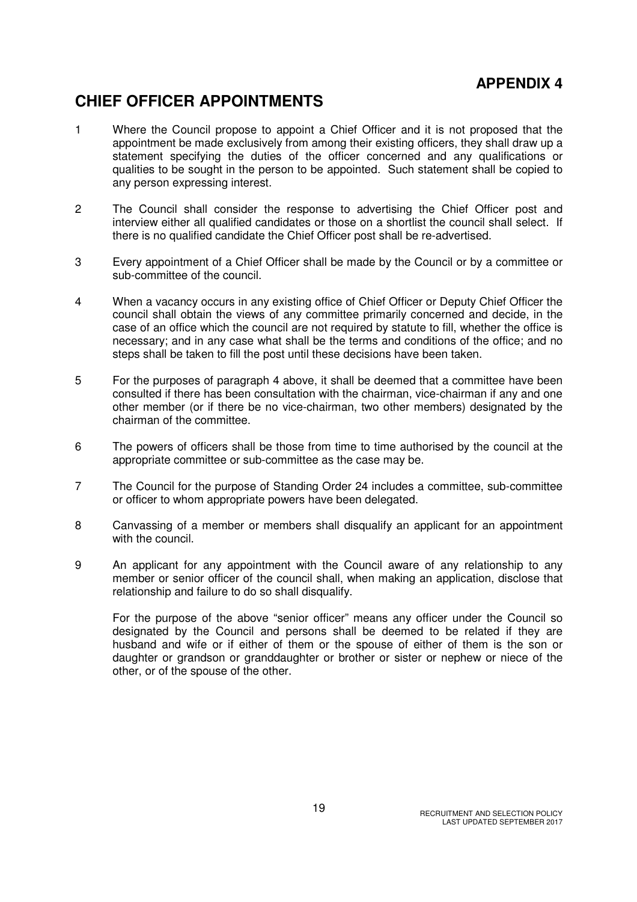**APPENDIX 4**

# CHIEF OFFICER APPOINTMENTS

1 Where the Council propose to appoint a Chief Officer and it is not proposed that the appointment be made exclusively from among their existing officers, they shall draw up a statement specifying the duties of the officer concerned and any qualifications or qualities to be sought in the person to be appointed. Such statement shall be copied to any person expressing interest.

2 The Council shall consider the response to advertising the Chief Officer post and interview either all qualified candidates or those on a shortlist the council shall select. If there is no qualified candidate the Chief Officer post shall be re-advertised.

3 Every appointment of a Chief Officer shall be made by the Council or by a committee or sub-committee of the council.

4 When a vacancy occurs in any existing office of Chief Officer or Deputy Chief Officer the council shall obtain the views of any committee primarily concerned and decide, in the case of an office which the council are not required by statute to fill, whether the office is necessary; and in any case what shall be the terms and conditions of the office; and no steps shall be taken to fill the post until these decisions have been taken.

5 For the purposes of paragraph 4 above, it shall be deemed that a committee have been consulted if there has been consultation with the chairman, vice-chairman if any and one other member (or if there be no vice-chairman, two other members) designated by the chairman of the committee.

6 The powers of officers shall be those from time to time authorised by the council at the appropriate committee or sub-committee as the case may be.

7 The Council for the purpose of Standing Order 24 includes a committee, sub-committee or officer to whom appropriate powers have been delegated.

8 Canvassing of a member or members shall disqualify an applicant for an appointment with the council.

9 An applicant for any appointment with the Council aware of any relationship to any member or senior officer of the council shall, when making an application, disclose that relationship and failure to do so shall disqualify.

For the purpose of the above "senior officer" means any officer under the Council so designated by the Council and persons shall be deemed to be related if they are husband and wife or if either of them or the spouse of either of them is the son or daughter or grandson or granddaughter or brother or sister or nephew or niece of the other, or of the spouse of the other.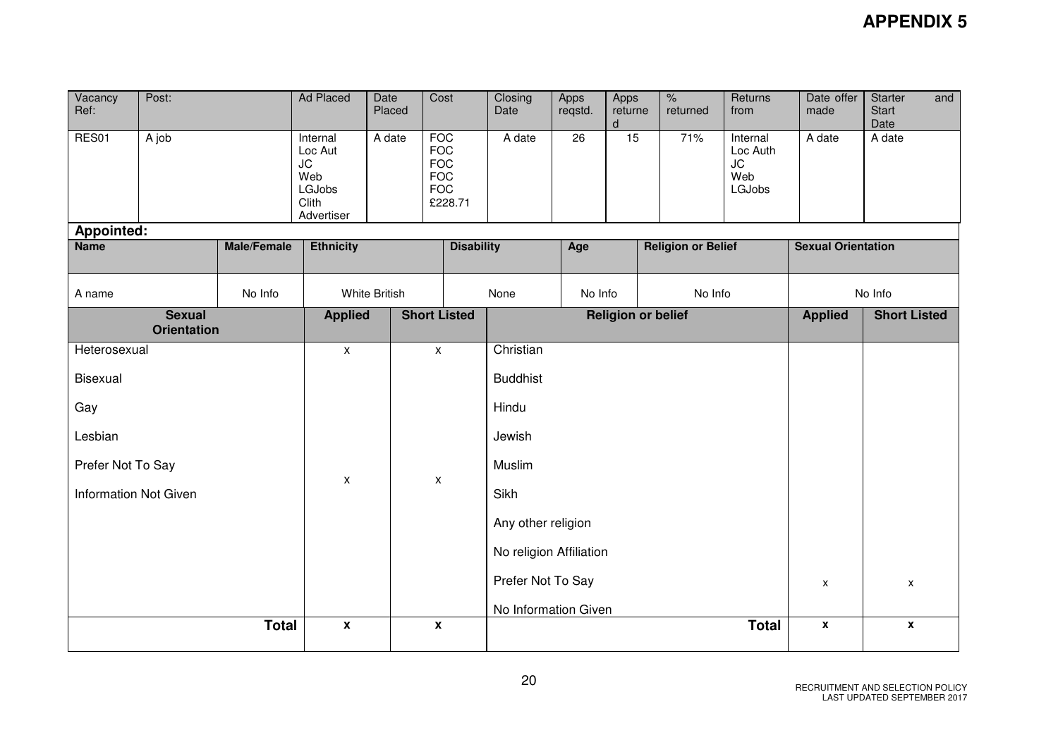# APPENDIX 5

| Vacancy Ref: | Post: | Ad Placed | Date Placed | Cost | Closing Date | Apps reqstd. | Apps returned | % returned | Returns from | Date offer made | Starter and Start Date |
|---|---|---|---|---|---|---|---|---|---|---|---|
| RES01 | A job | Internal<br>Loc Aut<br>JC<br>Web<br>LGJobs<br>Clith Advertiser | A date | FOC<br>FOC<br>FOC<br>FOC<br>FOC<br>£228.71 | A date | 26 | 15 | 71% | Internal<br>Loc Auth<br>JC<br>Web<br>LGJobs | A date | A date |

**Appointed:**

| Name | Male/Female | Ethnicity | Disability | Age | Religion or Belief | Sexual Orientation |
|---|---|---|---|---|---|---|
| A name | No Info | White British | None | No Info | No Info | No Info |

| Sexual Orientation | Applied | Short Listed | Religion or belief | Applied | Short Listed |
|---|---|---|---|---|---|
| Heterosexual | x | x | Christian | | |
| Bisexual | | | Buddhist | | |
| Gay | | | Hindu | | |
| Lesbian | | | Jewish | | |
| Prefer Not To Say | | | Muslim | | |
| Information Not Given | x | x | Sikh | | |
| | | | Any other religion | | |
| | | | No religion Affiliation | | |
| | | | Prefer Not To Say | x | x |
| | | | No Information Given | | |
| **Total** | **x** | **x** | **Total** | **x** | **x** |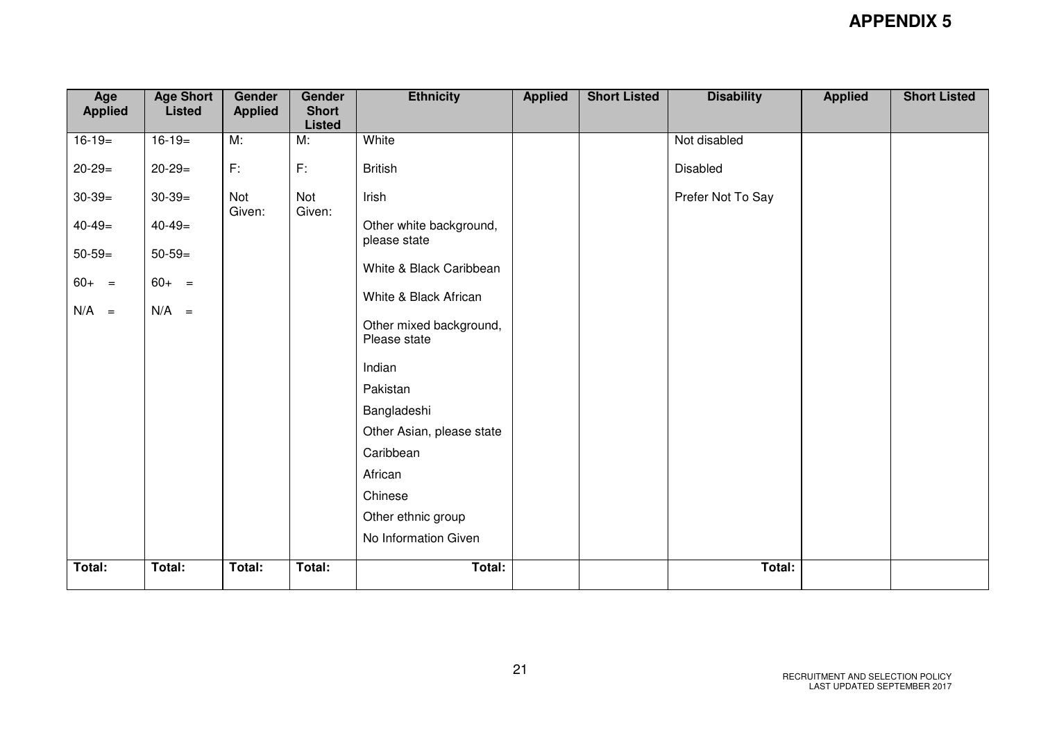# APPENDIX 5

| Age Applied | Age Short Listed | Gender Applied | Gender Short Listed | Ethnicity | Applied | Short Listed | Disability | Applied | Short Listed |
|---|---|---|---|---|---|---|---|---|---|
| 16-19= | 16-19= | M: | M: | White | | | Not disabled | | |
| 20-29= | 20-29= | F: | F: | British | | | Disabled | | |
| 30-39= | 30-39= | Not Given: | Not Given: | Irish | | | Prefer Not To Say | | |
| 40-49= | 40-49= | | | Other white background, please state | | | | | |
| 50-59= | 50-59= | | | White & Black Caribbean | | | | | |
| 60+ = | 60+ = | | | White & Black African | | | | | |
| N/A = | N/A = | | | Other mixed background, Please state | | | | | |
| | | | | Indian | | | | | |
| | | | | Pakistan | | | | | |
| | | | | Bangladeshi | | | | | |
| | | | | Other Asian, please state | | | | | |
| | | | | Caribbean | | | | | |
| | | | | African | | | | | |
| | | | | Chinese | | | | | |
| | | | | Other ethnic group | | | | | |
| | | | | No Information Given | | | | | |
| Total: | Total: | Total: | Total: | Total: | | | Total: | | |

RECRUITMENT AND SELECTION POLICY
LAST UPDATED SEPTEMBER 2017